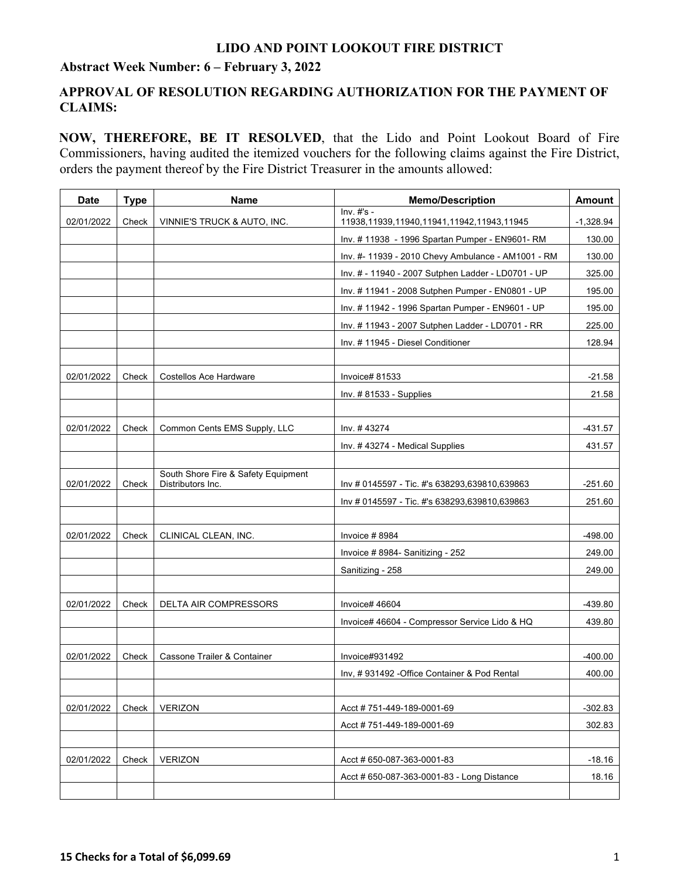# LIDO AND POINT LOOKOUT FIRE DISTRICT

## Abstract Week Number: 6 – February 3, 2022

## APPROVAL OF RESOLUTION REGARDING AUTHORIZATION FOR THE PAYMENT OF CLAIMS:

**NOW, THEREFORE, BE IT RESOLVED**, that the Lido and Point Lookout Board of Fire Commissioners, having audited the itemized vouchers for the following claims against the Fire District, orders the payment thereof by the Fire District Treasurer in the amounts allowed:

| Date | Type | Name | Memo/Description | Amount |
|---|---|---|---|---|
| 02/01/2022 | Check | VINNIE'S TRUCK & AUTO, INC. | Inv. #'s - 11938,11939,11940,11941,11942,11943,11945 | -1,328.94 |
| | | | Inv. # 11938 - 1996 Spartan Pumper - EN9601- RM | 130.00 |
| | | | Inv. #- 11939 - 2010 Chevy Ambulance - AM1001 - RM | 130.00 |
| | | | Inv. # - 11940 - 2007 Sutphen Ladder - LD0701 - UP | 325.00 |
| | | | Inv. # 11941 - 2008 Sutphen Pumper - EN0801 - UP | 195.00 |
| | | | Inv. # 11942 - 1996 Spartan Pumper - EN9601 - UP | 195.00 |
| | | | Inv. # 11943 - 2007 Sutphen Ladder - LD0701 - RR | 225.00 |
| | | | Inv. # 11945 - Diesel Conditioner | 128.94 |
| | | | | |
| 02/01/2022 | Check | Costellos Ace Hardware | Invoice# 81533 | -21.58 |
| | | | Inv. # 81533 - Supplies | 21.58 |
| | | | | |
| 02/01/2022 | Check | Common Cents EMS Supply, LLC | Inv. # 43274 | -431.57 |
| | | | Inv. # 43274 - Medical Supplies | 431.57 |
| | | | | |
| 02/01/2022 | Check | South Shore Fire & Safety Equipment Distributors Inc. | Inv # 0145597 - Tic. #'s 638293,639810,639863 | -251.60 |
| | | | Inv # 0145597 - Tic. #'s 638293,639810,639863 | 251.60 |
| | | | | |
| 02/01/2022 | Check | CLINICAL CLEAN, INC. | Invoice # 8984 | -498.00 |
| | | | Invoice # 8984- Sanitizing - 252 | 249.00 |
| | | | Sanitizing - 258 | 249.00 |
| | | | | |
| 02/01/2022 | Check | DELTA AIR COMPRESSORS | Invoice# 46604 | -439.80 |
| | | | Invoice# 46604 - Compressor Service Lido & HQ | 439.80 |
| | | | | |
| 02/01/2022 | Check | Cassone Trailer & Container | Invoice#931492 | -400.00 |
| | | | Inv, # 931492 -Office Container & Pod Rental | 400.00 |
| | | | | |
| 02/01/2022 | Check | VERIZON | Acct # 751-449-189-0001-69 | -302.83 |
| | | | Acct # 751-449-189-0001-69 | 302.83 |
| | | | | |
| 02/01/2022 | Check | VERIZON | Acct # 650-087-363-0001-83 | -18.16 |
| | | | Acct # 650-087-363-0001-83 - Long Distance | 18.16 |
| | | | | |

**15 Checks for a Total of $6,099.69**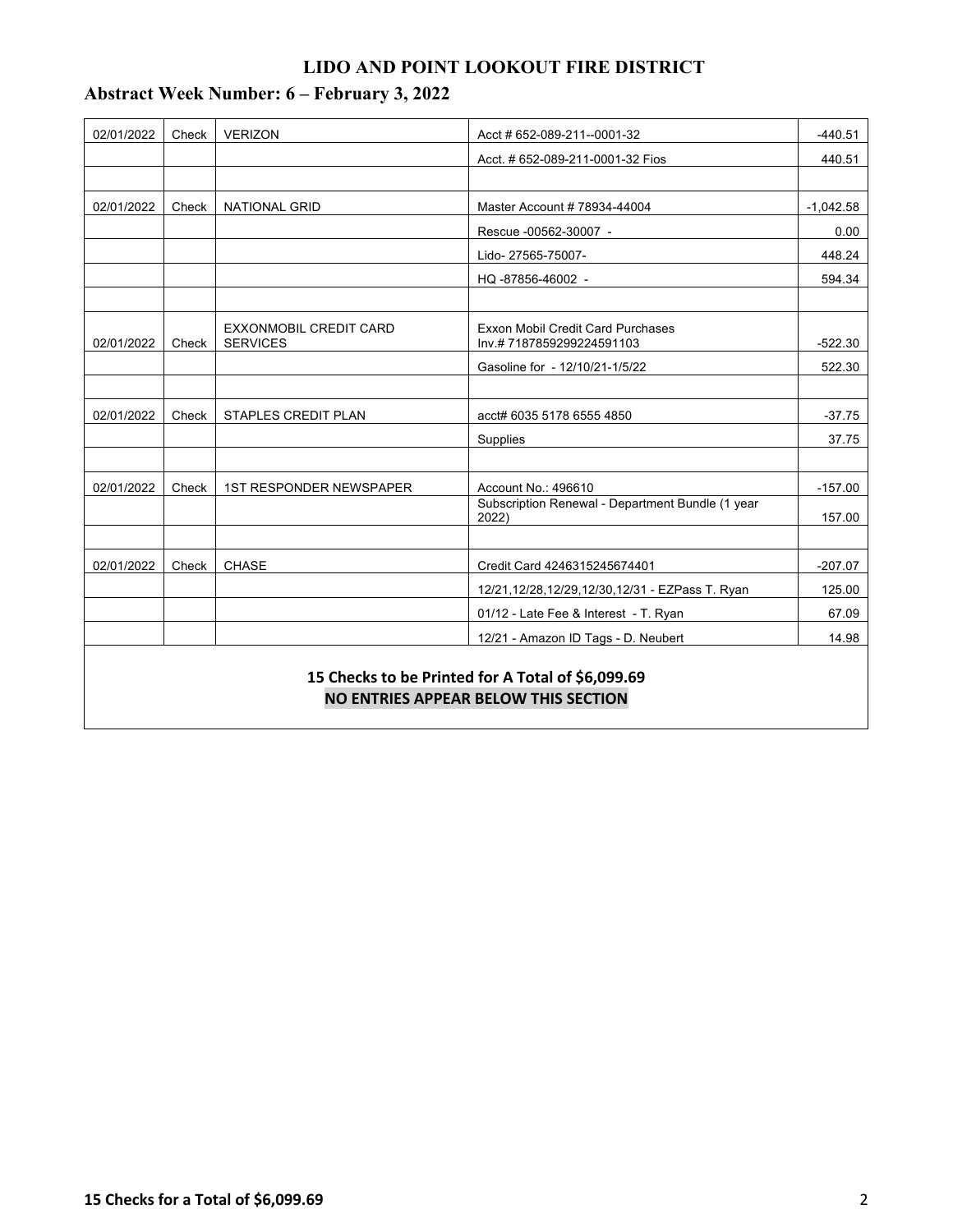# LIDO AND POINT LOOKOUT FIRE DISTRICT

## Abstract Week Number: 6 – February 3, 2022

| | | | | |
|---|---|---|---|---|
| 02/01/2022 | Check | VERIZON | Acct # 652-089-211--0001-32 | -440.51 |
| | | | Acct. # 652-089-211-0001-32 Fios | 440.51 |
| | | | | |
| 02/01/2022 | Check | NATIONAL GRID | Master Account # 78934-44004 | -1,042.58 |
| | | | Rescue -00562-30007 - | 0.00 |
| | | | Lido- 27565-75007- | 448.24 |
| | | | HQ -87856-46002 - | 594.34 |
| | | | | |
| 02/01/2022 | Check | EXXONMOBIL CREDIT CARD SERVICES | Exxon Mobil Credit Card Purchases Inv.# 7187859299224591103 | -522.30 |
| | | | Gasoline for - 12/10/21-1/5/22 | 522.30 |
| | | | | |
| 02/01/2022 | Check | STAPLES CREDIT PLAN | acct# 6035 5178 6555 4850 | -37.75 |
| | | | Supplies | 37.75 |
| | | | | |
| 02/01/2022 | Check | 1ST RESPONDER NEWSPAPER | Account No.: 496610 | -157.00 |
| | | | Subscription Renewal - Department Bundle (1 year 2022) | 157.00 |
| | | | | |
| 02/01/2022 | Check | CHASE | Credit Card 4246315245674401 | -207.07 |
| | | | 12/21,12/28,12/29,12/30,12/31 - EZPass T. Ryan | 125.00 |
| | | | 01/12 - Late Fee & Interest - T. Ryan | 67.09 |
| | | | 12/21 - Amazon ID Tags - D. Neubert | 14.98 |

**15 Checks to be Printed for A Total of $6,099.69**

**NO ENTRIES APPEAR BELOW THIS SECTION**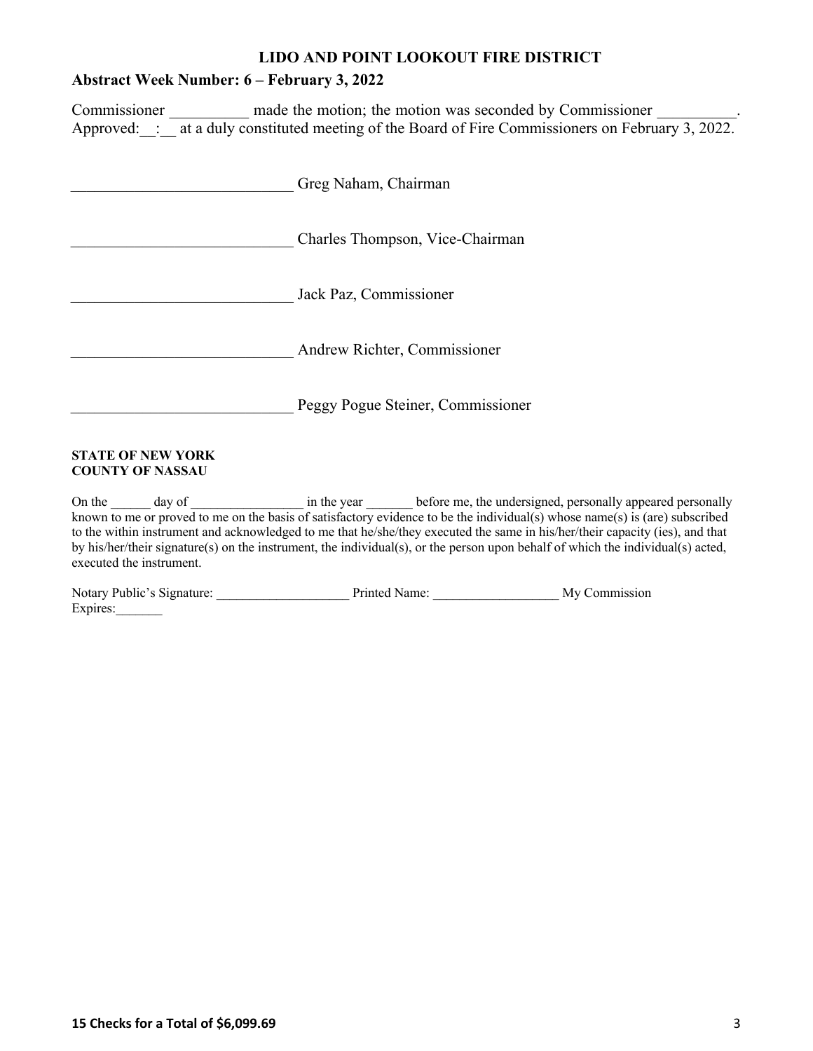**LIDO AND POINT LOOKOUT FIRE DISTRICT**

**Abstract Week Number: 6 – February 3, 2022**

Commissioner __________ made the motion; the motion was seconded by Commissioner __________. Approved:__:__ at a duly constituted meeting of the Board of Fire Commissioners on February 3, 2022.

____________________________ Greg Naham, Chairman

____________________________ Charles Thompson, Vice-Chairman

____________________________ Jack Paz, Commissioner

____________________________ Andrew Richter, Commissioner

____________________________ Peggy Pogue Steiner, Commissioner

**STATE OF NEW YORK**
**COUNTY OF NASSAU**

On the ______ day of _________________ in the year _______ before me, the undersigned, personally appeared personally known to me or proved to me on the basis of satisfactory evidence to be the individual(s) whose name(s) is (are) subscribed to the within instrument and acknowledged to me that he/she/they executed the same in his/her/their capacity (ies), and that by his/her/their signature(s) on the instrument, the individual(s), or the person upon behalf of which the individual(s) acted, executed the instrument.

Notary Public's Signature: ____________________ Printed Name: ___________________ My Commission Expires:_______

**15 Checks for a Total of $6,099.69**